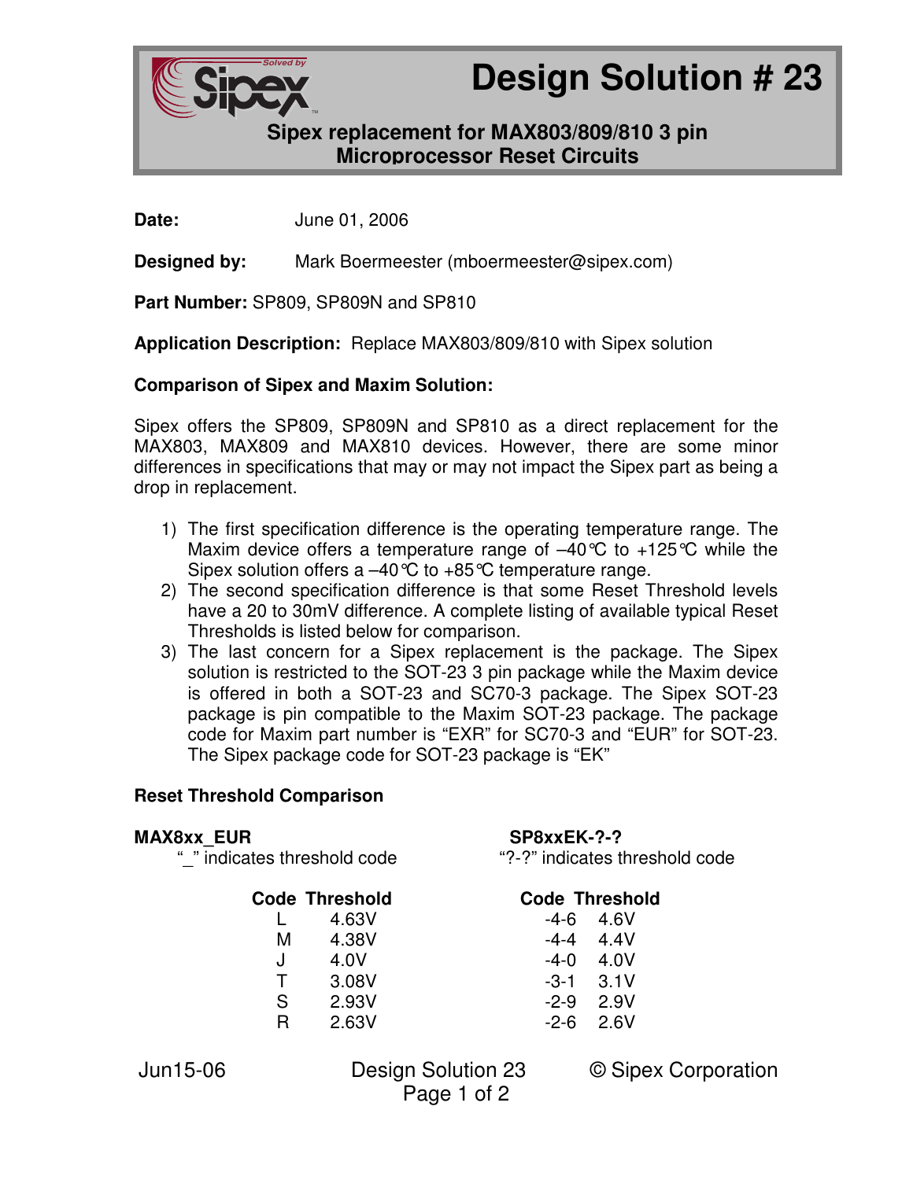# Design Solution # 23

## Sipex replacement for MAX803/809/810 3 pin Microprocessor Reset Circuits

**Date:** June 01, 2006

**Designed by:** Mark Boermeester (mboermeester@sipex.com)

**Part Number:** SP809, SP809N and SP810

**Application Description:** Replace MAX803/809/810 with Sipex solution

### Comparison of Sipex and Maxim Solution:

Sipex offers the SP809, SP809N and SP810 as a direct replacement for the MAX803, MAX809 and MAX810 devices. However, there are some minor differences in specifications that may or may not impact the Sipex part as being a drop in replacement.

1) The first specification difference is the operating temperature range. The Maxim device offers a temperature range of –40°C to +125°C while the Sipex solution offers a –40°C to +85°C temperature range.
2) The second specification difference is that some Reset Threshold levels have a 20 to 30mV difference. A complete listing of available typical Reset Thresholds is listed below for comparison.
3) The last concern for a Sipex replacement is the package. The Sipex solution is restricted to the SOT-23 3 pin package while the Maxim device is offered in both a SOT-23 and SC70-3 package. The Sipex SOT-23 package is pin compatible to the Maxim SOT-23 package. The package code for Maxim part number is "EXR" for SC70-3 and "EUR" for SOT-23. The Sipex package code for SOT-23 package is "EK"

### Reset Threshold Comparison

**MAX8xx_EUR**
"_" indicates threshold code

| Code | Threshold |
|---|---|
| L | 4.63V |
| M | 4.38V |
| J | 4.0V |
| T | 3.08V |
| S | 2.93V |
| R | 2.63V |

**SP8xxEK-?-?**
"?-?" indicates threshold code

| Code | Threshold |
|---|---|
| -4-6 | 4.6V |
| -4-4 | 4.4V |
| -4-0 | 4.0V |
| -3-1 | 3.1V |
| -2-9 | 2.9V |
| -2-6 | 2.6V |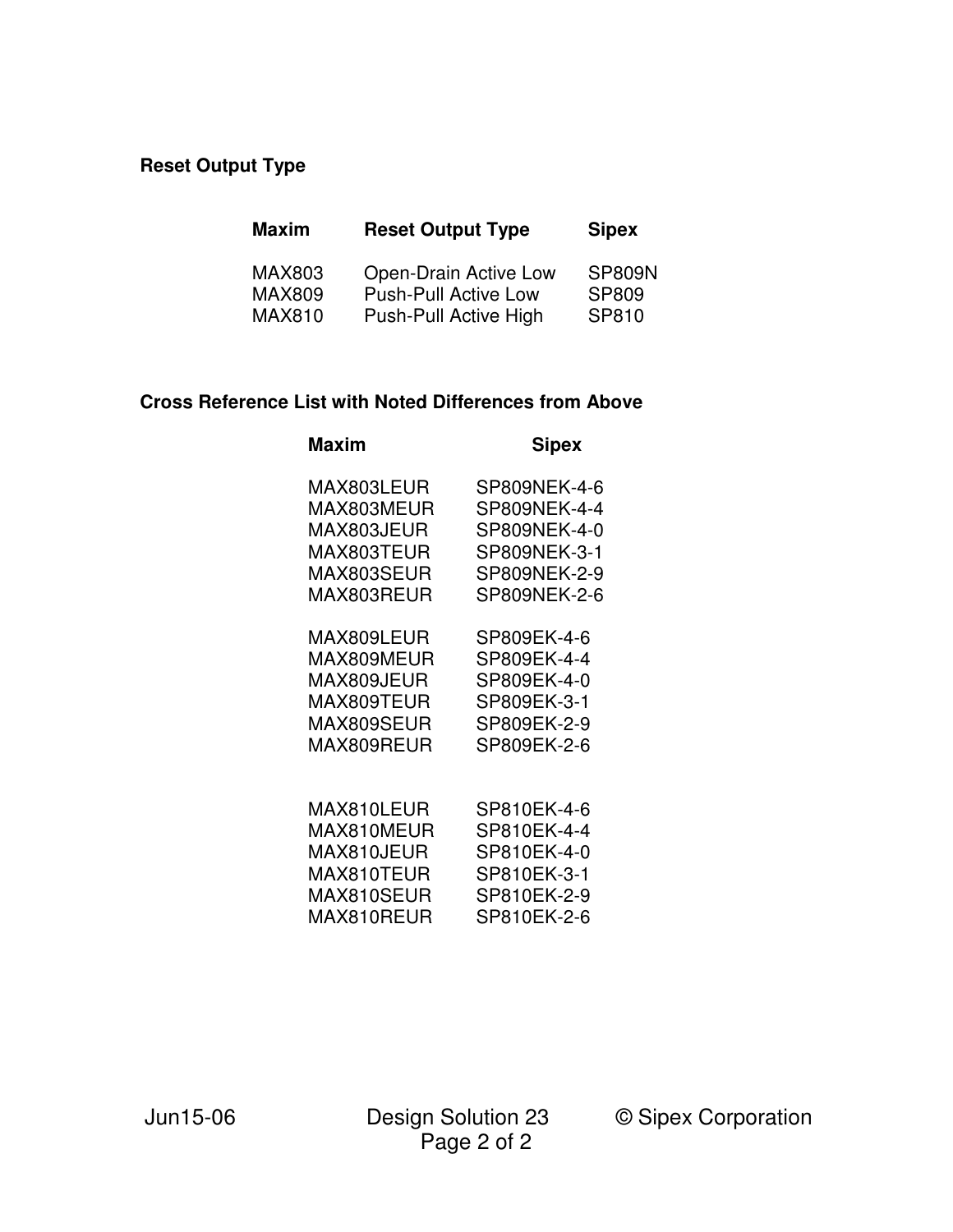**Reset Output Type**

| Maxim | Reset Output Type | Sipex |
|---|---|---|
| MAX803 | Open-Drain Active Low | SP809N |
| MAX809 | Push-Pull Active Low | SP809 |
| MAX810 | Push-Pull Active High | SP810 |

**Cross Reference List with Noted Differences from Above**

| Maxim | Sipex |
|---|---|
| MAX803LEUR | SP809NEK-4-6 |
| MAX803MEUR | SP809NEK-4-4 |
| MAX803JEUR | SP809NEK-4-0 |
| MAX803TEUR | SP809NEK-3-1 |
| MAX803SEUR | SP809NEK-2-9 |
| MAX803REUR | SP809NEK-2-6 |
| MAX809LEUR | SP809EK-4-6 |
| MAX809MEUR | SP809EK-4-4 |
| MAX809JEUR | SP809EK-4-0 |
| MAX809TEUR | SP809EK-3-1 |
| MAX809SEUR | SP809EK-2-9 |
| MAX809REUR | SP809EK-2-6 |
| MAX810LEUR | SP810EK-4-6 |
| MAX810MEUR | SP810EK-4-4 |
| MAX810JEUR | SP810EK-4-0 |
| MAX810TEUR | SP810EK-3-1 |
| MAX810SEUR | SP810EK-2-9 |
| MAX810REUR | SP810EK-2-6 |